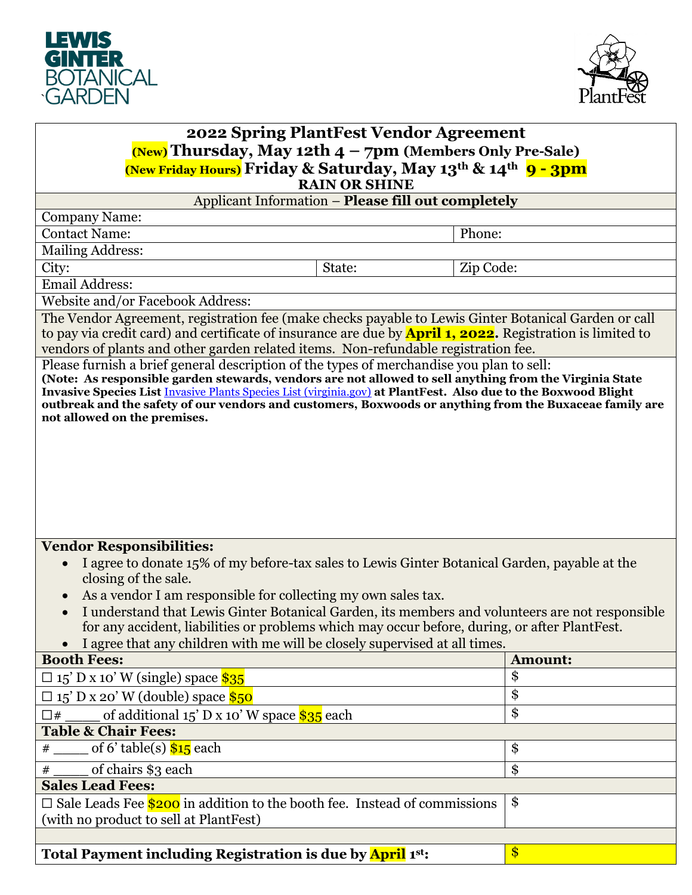LEWIS GINTER BOTANICAL GARDEN

PlantFest

# 2022 Spring PlantFest Vendor Agreement

**(New) Thursday, May 12th 4 – 7pm (Members Only Pre-Sale)**

**(New Friday Hours) Friday & Saturday, May 13th & 14th 9 - 3pm**

**RAIN OR SHINE**

Applicant Information – **Please fill out completely**

| | | |
|---|---|---|
| Company Name: | | |
| Contact Name: | | Phone: |
| Mailing Address: | | |
| City: | State: | Zip Code: |
| Email Address: | | |
| Website and/or Facebook Address: | | |

The Vendor Agreement, registration fee (make checks payable to Lewis Ginter Botanical Garden or call to pay via credit card) and certificate of insurance are due by **April 1, 2022.** Registration is limited to vendors of plants and other garden related items. Non-refundable registration fee.

Please furnish a brief general description of the types of merchandise you plan to sell:

**(Note: As responsible garden stewards, vendors are not allowed to sell anything from the Virginia State Invasive Species List** Invasive Plants Species List (virginia.gov) **at PlantFest. Also due to the Boxwood Blight outbreak and the safety of our vendors and customers, Boxwoods or anything from the Buxaceae family are not allowed on the premises.**

**Vendor Responsibilities:**

- I agree to donate 15% of my before-tax sales to Lewis Ginter Botanical Garden, payable at the closing of the sale.
- As a vendor I am responsible for collecting my own sales tax.
- I understand that Lewis Ginter Botanical Garden, its members and volunteers are not responsible for any accident, liabilities or problems which may occur before, during, or after PlantFest.
- I agree that any children with me will be closely supervised at all times.

| **Booth Fees:** | **Amount:** |
|---|---|
| ☐ 15’ D x 10’ W (single) space $35 | $ |
| ☐ 15’ D x 20’ W (double) space $50 | $ |
| ☐# ____ of additional 15’ D x 10’ W space $35 each | $ |
| **Table & Chair Fees:** | |
| # ____ of 6’ table(s) $15 each | $ |
| # ____ of chairs $3 each | $ |
| **Sales Lead Fees:** | |
| ☐ Sale Leads Fee $200 in addition to the booth fee. Instead of commissions (with no product to sell at PlantFest) | $ |
| | |
| **Total Payment including Registration is due by April 1st:** | $ |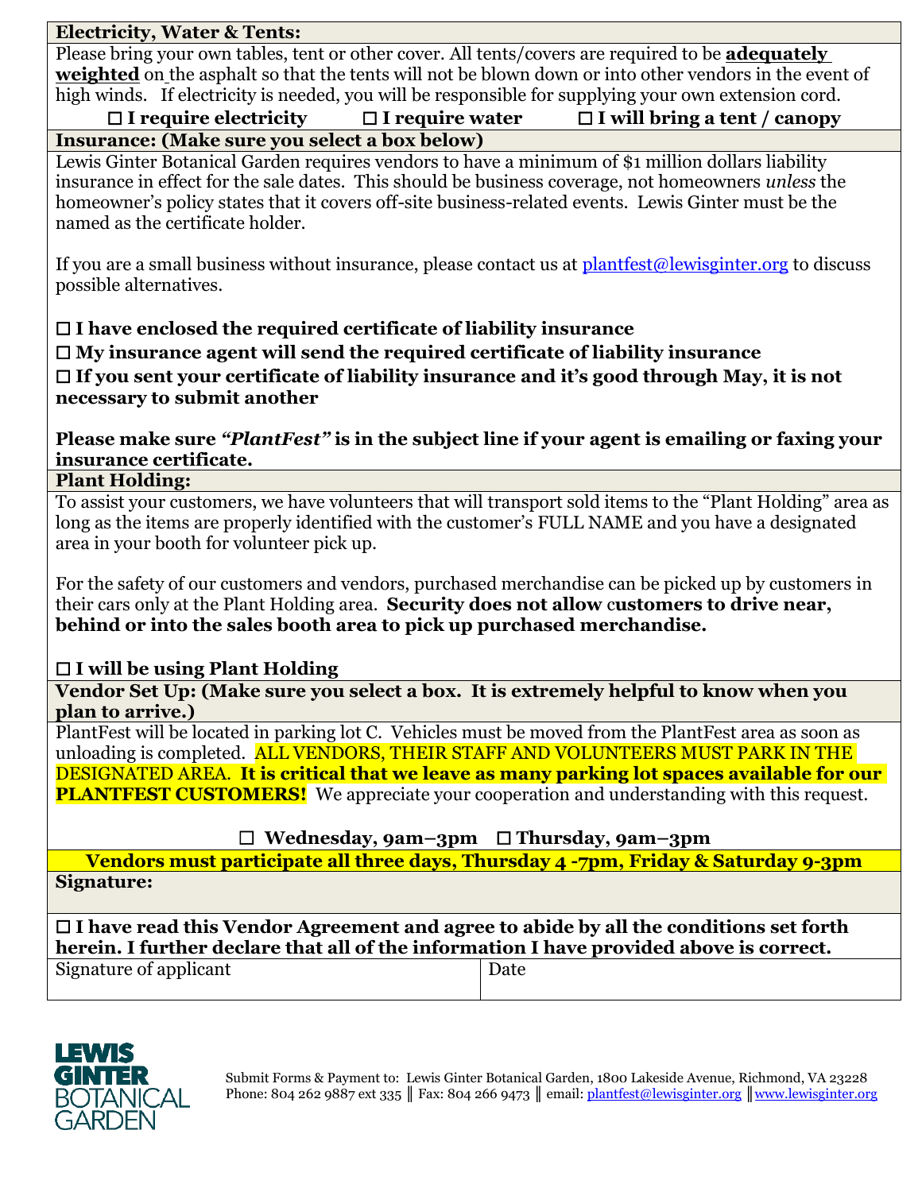**Electricity, Water & Tents:**

Please bring your own tables, tent or other cover. All tents/covers are required to be **adequately weighted** on the asphalt so that the tents will not be blown down or into other vendors in the event of high winds. If electricity is needed, you will be responsible for supplying your own extension cord.

☐ **I require electricity** ☐ **I require water** ☐ **I will bring a tent / canopy**

**Insurance: (Make sure you select a box below)**

Lewis Ginter Botanical Garden requires vendors to have a minimum of $1 million dollars liability insurance in effect for the sale dates. This should be business coverage, not homeowners *unless* the homeowner's policy states that it covers off-site business-related events. Lewis Ginter must be the named as the certificate holder.

If you are a small business without insurance, please contact us at plantfest@lewisginter.org to discuss possible alternatives.

☐ **I have enclosed the required certificate of liability insurance**

☐ **My insurance agent will send the required certificate of liability insurance**

☐ **If you sent your certificate of liability insurance and it's good through May, it is not necessary to submit another**

**Please make sure *"PlantFest"* is in the subject line if your agent is emailing or faxing your insurance certificate.**

**Plant Holding:**

To assist your customers, we have volunteers that will transport sold items to the "Plant Holding" area as long as the items are properly identified with the customer's FULL NAME and you have a designated area in your booth for volunteer pick up.

For the safety of our customers and vendors, purchased merchandise can be picked up by customers in their cars only at the Plant Holding area. **Security does not allow customers to drive near, behind or into the sales booth area to pick up purchased merchandise.**

☐ **I will be using Plant Holding**

**Vendor Set Up: (Make sure you select a box. It is extremely helpful to know when you plan to arrive.)**

PlantFest will be located in parking lot C. Vehicles must be moved from the PlantFest area as soon as unloading is completed. ALL VENDORS, THEIR STAFF AND VOLUNTEERS MUST PARK IN THE DESIGNATED AREA. **It is critical that we leave as many parking lot spaces available for our PLANTFEST CUSTOMERS!** We appreciate your cooperation and understanding with this request.

☐ **Wednesday, 9am–3pm** ☐ **Thursday, 9am–3pm**

**Vendors must participate all three days, Thursday 4 -7pm, Friday & Saturday 9-3pm**

**Signature:**

☐ **I have read this Vendor Agreement and agree to abide by all the conditions set forth herein. I further declare that all of the information I have provided above is correct.**

| Signature of applicant | Date |
| --- | --- |
| | |

LEWIS GINTER BOTANICAL GARDEN

Submit Forms & Payment to: Lewis Ginter Botanical Garden, 1800 Lakeside Avenue, Richmond, VA 23228
Phone: 804 262 9887 ext 335 ║ Fax: 804 266 9473 ║ email: plantfest@lewisginter.org ║www.lewisginter.org